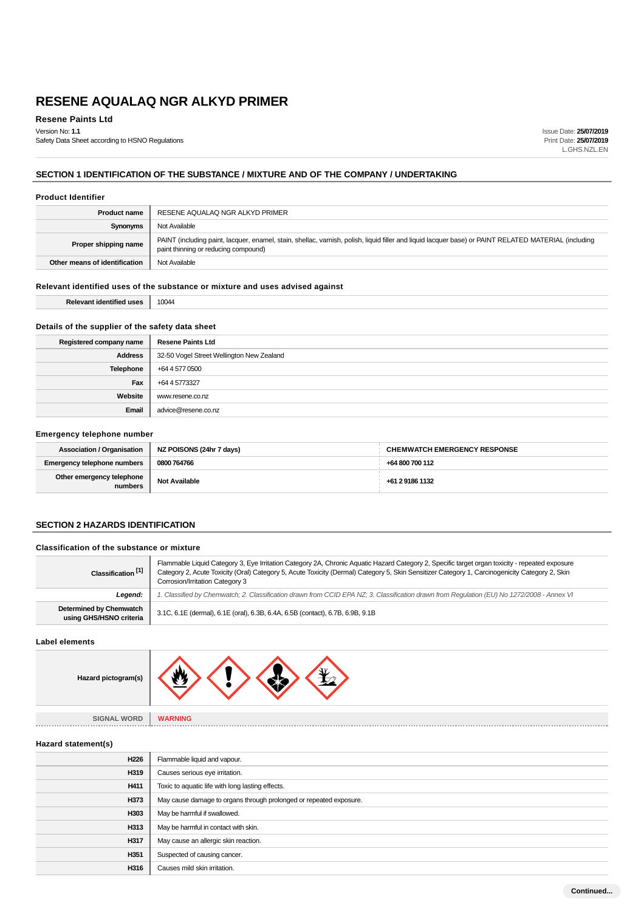# RESENE AQUALAQ NGR ALKYD PRIMER

**Resene Paints Ltd**

Version No: **1.1**
Safety Data Sheet according to HSNO Regulations

Issue Date: **25/07/2019**
Print Date: **25/07/2019**
L.GHS.NZL.EN

## SECTION 1 IDENTIFICATION OF THE SUBSTANCE / MIXTURE AND OF THE COMPANY / UNDERTAKING

### Product Identifier

| | |
|---|---|
| **Product name** | RESENE AQUALAQ NGR ALKYD PRIMER |
| **Synonyms** | Not Available |
| **Proper shipping name** | PAINT (including paint, lacquer, enamel, stain, shellac, varnish, polish, liquid filler and liquid lacquer base) or PAINT RELATED MATERIAL (including paint thinning or reducing compound) |
| **Other means of identification** | Not Available |

### Relevant identified uses of the substance or mixture and uses advised against

| | |
|---|---|
| **Relevant identified uses** | 10044 |

### Details of the supplier of the safety data sheet

| | |
|---|---|
| **Registered company name** | **Resene Paints Ltd** |
| **Address** | 32-50 Vogel Street Wellington New Zealand |
| **Telephone** | +64 4 577 0500 |
| **Fax** | +64 4 5773327 |
| **Website** | www.resene.co.nz |
| **Email** | advice@resene.co.nz |

### Emergency telephone number

| | | |
|---|---|---|
| **Association / Organisation** | **NZ POISONS (24hr 7 days)** | **CHEMWATCH EMERGENCY RESPONSE** |
| **Emergency telephone numbers** | **0800 764766** | **+64 800 700 112** |
| **Other emergency telephone numbers** | **Not Available** | **+61 2 9186 1132** |

## SECTION 2 HAZARDS IDENTIFICATION

### Classification of the substance or mixture

| | |
|---|---|
| **Classification [1]** | Flammable Liquid Category 3, Eye Irritation Category 2A, Chronic Aquatic Hazard Category 2, Specific target organ toxicity - repeated exposure Category 2, Acute Toxicity (Oral) Category 5, Acute Toxicity (Dermal) Category 5, Skin Sensitizer Category 1, Carcinogenicity Category 2, Skin Corrosion/Irritation Category 3 |
| ***Legend:*** | *1. Classified by Chemwatch; 2. Classification drawn from CCID EPA NZ; 3. Classification drawn from Regulation (EU) No 1272/2008 - Annex VI* |
| **Determined by Chemwatch using GHS/HSNO criteria** | 3.1C, 6.1E (dermal), 6.1E (oral), 6.3B, 6.4A, 6.5B (contact), 6.7B, 6.9B, 9.1B |

### Label elements

| | |
|---|---|
| **Hazard pictogram(s)** | |
| **SIGNAL WORD** | **WARNING** |

### Hazard statement(s)

| | |
|---|---|
| **H226** | Flammable liquid and vapour. |
| **H319** | Causes serious eye irritation. |
| **H411** | Toxic to aquatic life with long lasting effects. |
| **H373** | May cause damage to organs through prolonged or repeated exposure. |
| **H303** | May be harmful if swallowed. |
| **H313** | May be harmful in contact with skin. |
| **H317** | May cause an allergic skin reaction. |
| **H351** | Suspected of causing cancer. |
| **H316** | Causes mild skin irritation. |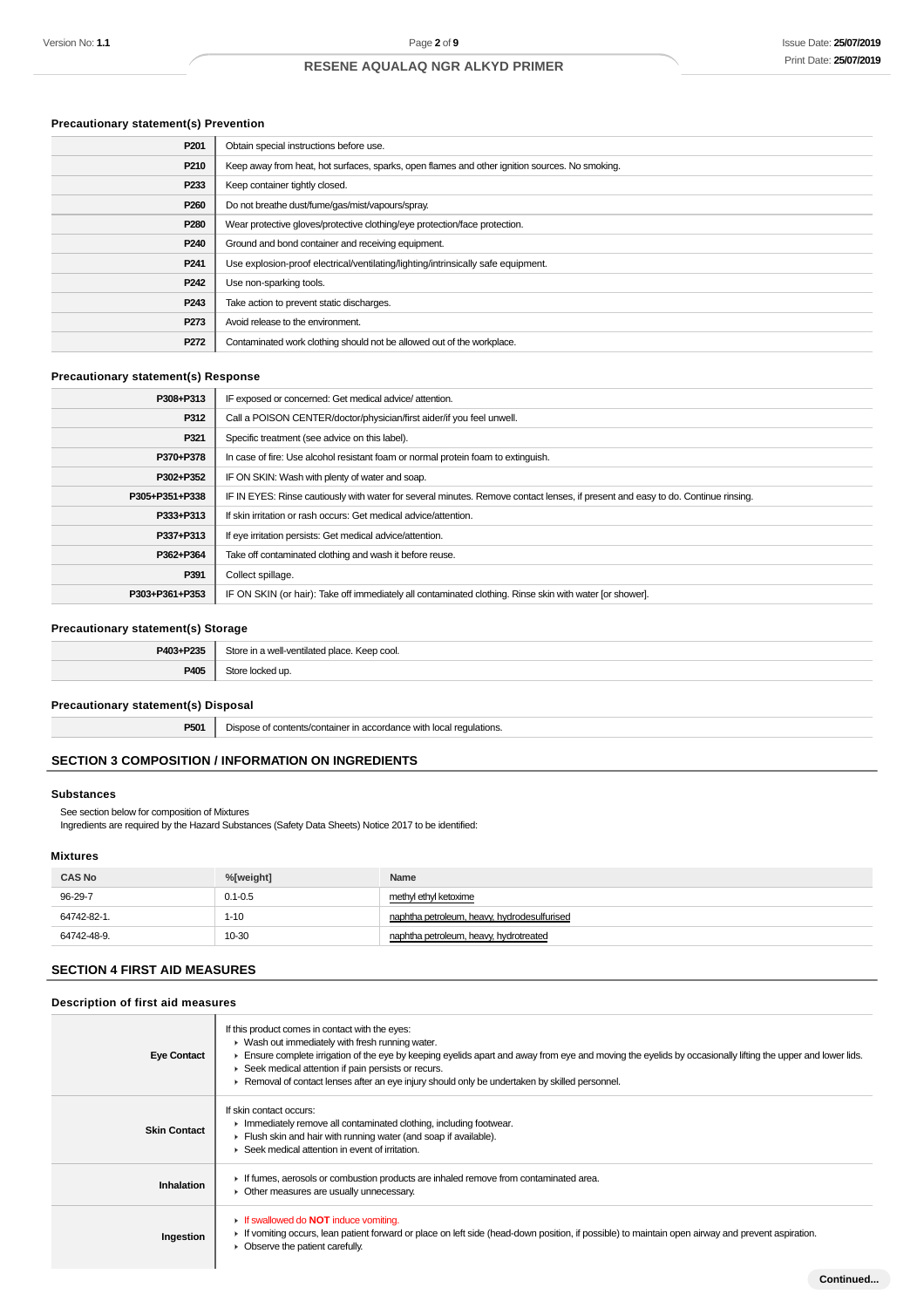### Precautionary statement(s) Prevention

| | |
|---|---|
| **P201** | Obtain special instructions before use. |
| **P210** | Keep away from heat, hot surfaces, sparks, open flames and other ignition sources. No smoking. |
| **P233** | Keep container tightly closed. |
| **P260** | Do not breathe dust/fume/gas/mist/vapours/spray. |
| **P280** | Wear protective gloves/protective clothing/eye protection/face protection. |
| **P240** | Ground and bond container and receiving equipment. |
| **P241** | Use explosion-proof electrical/ventilating/lighting/intrinsically safe equipment. |
| **P242** | Use non-sparking tools. |
| **P243** | Take action to prevent static discharges. |
| **P273** | Avoid release to the environment. |
| **P272** | Contaminated work clothing should not be allowed out of the workplace. |

### Precautionary statement(s) Response

| | |
|---|---|
| **P308+P313** | IF exposed or concerned: Get medical advice/ attention. |
| **P312** | Call a POISON CENTER/doctor/physician/first aider/if you feel unwell. |
| **P321** | Specific treatment (see advice on this label). |
| **P370+P378** | In case of fire: Use alcohol resistant foam or normal protein foam to extinguish. |
| **P302+P352** | IF ON SKIN: Wash with plenty of water and soap. |
| **P305+P351+P338** | IF IN EYES: Rinse cautiously with water for several minutes. Remove contact lenses, if present and easy to do. Continue rinsing. |
| **P333+P313** | If skin irritation or rash occurs: Get medical advice/attention. |
| **P337+P313** | If eye irritation persists: Get medical advice/attention. |
| **P362+P364** | Take off contaminated clothing and wash it before reuse. |
| **P391** | Collect spillage. |
| **P303+P361+P353** | IF ON SKIN (or hair): Take off immediately all contaminated clothing. Rinse skin with water [or shower]. |

### Precautionary statement(s) Storage

| | |
|---|---|
| **P403+P235** | Store in a well-ventilated place. Keep cool. |
| **P405** | Store locked up. |

### Precautionary statement(s) Disposal

| | |
|---|---|
| **P501** | Dispose of contents/container in accordance with local regulations. |

## SECTION 3 COMPOSITION / INFORMATION ON INGREDIENTS

### Substances

See section below for composition of Mixtures
Ingredients are required by the Hazard Substances (Safety Data Sheets) Notice 2017 to be identified:

### Mixtures

| CAS No | %[weight] | Name |
|---|---|---|
| 96-29-7 | 0.1-0.5 | methyl ethyl ketoxime |
| 64742-82-1. | 1-10 | naphtha petroleum, heavy, hydrodesulfurised |
| 64742-48-9. | 10-30 | naphtha petroleum, heavy, hydrotreated |

## SECTION 4 FIRST AID MEASURES

### Description of first aid measures

| | |
|---|---|
| **Eye Contact** | If this product comes in contact with the eyes:<br>▸ Wash out immediately with fresh running water.<br>▸ Ensure complete irrigation of the eye by keeping eyelids apart and away from eye and moving the eyelids by occasionally lifting the upper and lower lids.<br>▸ Seek medical attention if pain persists or recurs.<br>▸ Removal of contact lenses after an eye injury should only be undertaken by skilled personnel. |
| **Skin Contact** | If skin contact occurs:<br>▸ Immediately remove all contaminated clothing, including footwear.<br>▸ Flush skin and hair with running water (and soap if available).<br>▸ Seek medical attention in event of irritation. |
| **Inhalation** | ▸ If fumes, aerosols or combustion products are inhaled remove from contaminated area.<br>▸ Other measures are usually unnecessary. |
| **Ingestion** | ▸ If swallowed do **NOT** induce vomiting.<br>▸ If vomiting occurs, lean patient forward or place on left side (head-down position, if possible) to maintain open airway and prevent aspiration.<br>▸ Observe the patient carefully. |

**Continued...**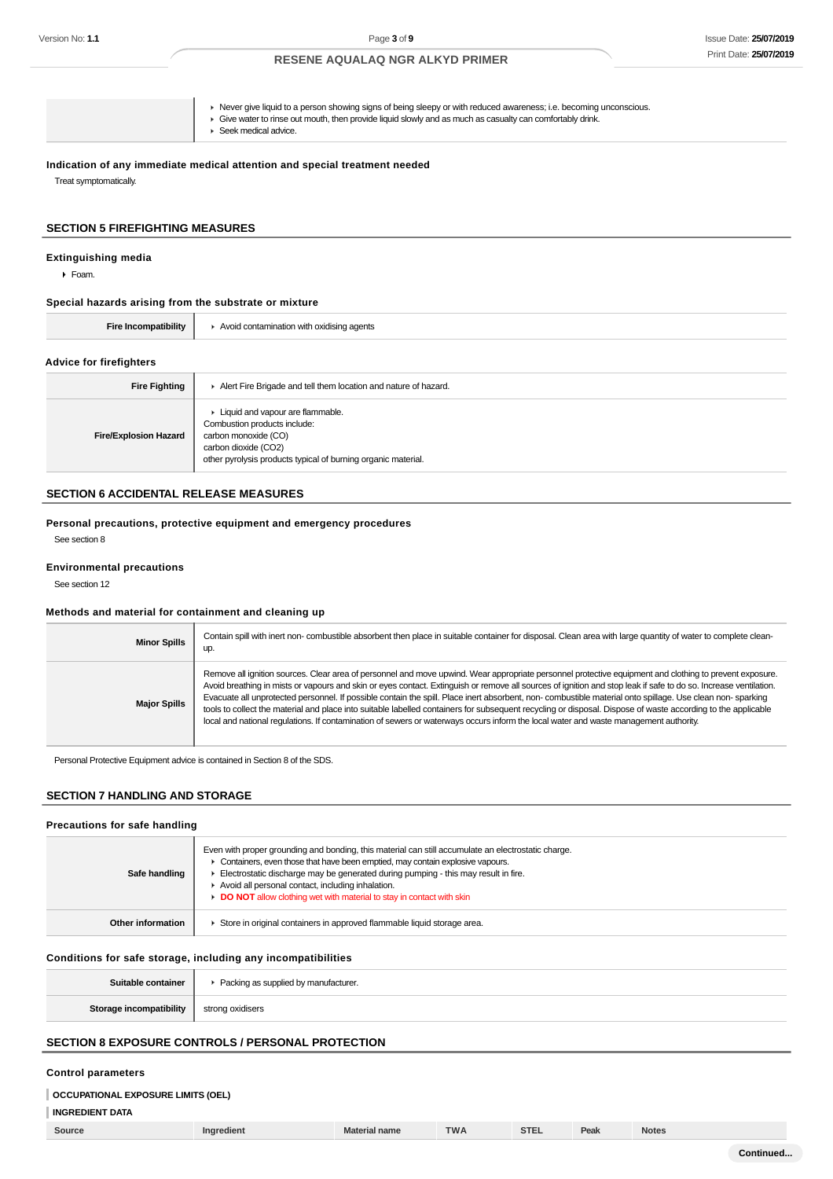| | |
|---|---|
| | ▸ Never give liquid to a person showing signs of being sleepy or with reduced awareness; i.e. becoming unconscious.<br>▸ Give water to rinse out mouth, then provide liquid slowly and as much as casualty can comfortably drink.<br>▸ Seek medical advice. |

### Indication of any immediate medical attention and special treatment needed

Treat symptomatically.

## SECTION 5 FIREFIGHTING MEASURES

### Extinguishing media

- Foam.

### Special hazards arising from the substrate or mixture

| | |
|---|---|
| **Fire Incompatibility** | ▸ Avoid contamination with oxidising agents |

### Advice for firefighters

| | |
|---|---|
| **Fire Fighting** | ▸ Alert Fire Brigade and tell them location and nature of hazard. |
| **Fire/Explosion Hazard** | ▸ Liquid and vapour are flammable.<br>Combustion products include:<br>carbon monoxide (CO)<br>carbon dioxide ($CO_2$)<br>other pyrolysis products typical of burning organic material. |

## SECTION 6 ACCIDENTAL RELEASE MEASURES

### Personal precautions, protective equipment and emergency procedures

See section 8

### Environmental precautions

See section 12

### Methods and material for containment and cleaning up

| | |
|---|---|
| **Minor Spills** | Contain spill with inert non- combustible absorbent then place in suitable container for disposal. Clean area with large quantity of water to complete clean-up. |
| **Major Spills** | Remove all ignition sources. Clear area of personnel and move upwind. Wear appropriate personnel protective equipment and clothing to prevent exposure. Avoid breathing in mists or vapours and skin or eyes contact. Extinguish or remove all sources of ignition and stop leak if safe to do so. Increase ventilation. Evacuate all unprotected personnel. If possible contain the spill. Place inert absorbent, non- combustible material onto spillage. Use clean non- sparking tools to collect the material and place into suitable labelled containers for subsequent recycling or disposal. Dispose of waste according to the applicable local and national regulations. If contamination of sewers or waterways occurs inform the local water and waste management authority. |

Personal Protective Equipment advice is contained in Section 8 of the SDS.

## SECTION 7 HANDLING AND STORAGE

### Precautions for safe handling

| | |
|---|---|
| **Safe handling** | Even with proper grounding and bonding, this material can still accumulate an electrostatic charge.<br>▸ Containers, even those that have been emptied, may contain explosive vapours.<br>▸ Electrostatic discharge may be generated during pumping - this may result in fire.<br>▸ Avoid all personal contact, including inhalation.<br>▸ **DO NOT** allow clothing wet with material to stay in contact with skin |
| **Other information** | ▸ Store in original containers in approved flammable liquid storage area. |

### Conditions for safe storage, including any incompatibilities

| | |
|---|---|
| **Suitable container** | ▸ Packing as supplied by manufacturer. |
| **Storage incompatibility** | strong oxidisers |

## SECTION 8 EXPOSURE CONTROLS / PERSONAL PROTECTION

### Control parameters

**OCCUPATIONAL EXPOSURE LIMITS (OEL)**

**INGREDIENT DATA**

| Source | Ingredient | Material name | TWA | STEL | Peak | Notes |
|---|---|---|---|---|---|---|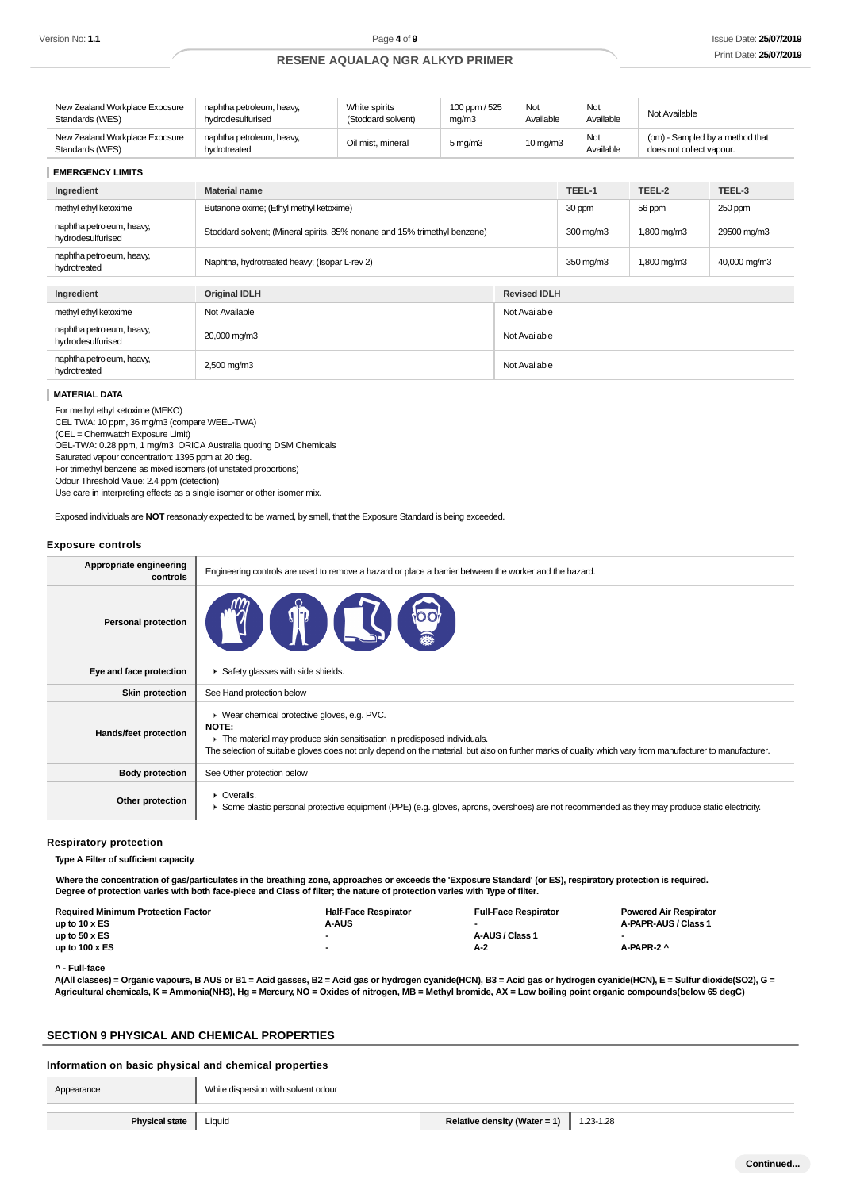| New Zealand Workplace Exposure Standards (WES) | naphtha petroleum, heavy, hydrodesulfurised | White spirits (Stoddard solvent) | 100 ppm / 525 mg/m3 | Not Available | Not Available | Not Available |
|---|---|---|---|---|---|---|
| New Zealand Workplace Exposure Standards (WES) | naphtha petroleum, heavy, hydrotreated | Oil mist, mineral | 5 mg/m3 | 10 mg/m3 | Not Available | (om) - Sampled by a method that does not collect vapour. |

### EMERGENCY LIMITS

| Ingredient | Material name | TEEL-1 | TEEL-2 | TEEL-3 |
|---|---|---|---|---|
| methyl ethyl ketoxime | Butanone oxime; (Ethyl methyl ketoxime) | 30 ppm | 56 ppm | 250 ppm |
| naphtha petroleum, heavy, hydrodesulfurised | Stoddard solvent; (Mineral spirits, 85% nonane and 15% trimethyl benzene) | 300 mg/m3 | 1,800 mg/m3 | 29500 mg/m3 |
| naphtha petroleum, heavy, hydrotreated | Naphtha, hydrotreated heavy; (Isopar L-rev 2) | 350 mg/m3 | 1,800 mg/m3 | 40,000 mg/m3 |

| Ingredient | Original IDLH | Revised IDLH |
|---|---|---|
| methyl ethyl ketoxime | Not Available | Not Available |
| naphtha petroleum, heavy, hydrodesulfurised | 20,000 mg/m3 | Not Available |
| naphtha petroleum, heavy, hydrotreated | 2,500 mg/m3 | Not Available |

### MATERIAL DATA

For methyl ethyl ketoxime (MEKO)
CEL TWA: 10 ppm, 36 mg/m3 (compare WEEL-TWA)
(CEL = Chemwatch Exposure Limit)
OEL-TWA: 0.28 ppm, 1 mg/m3 ORICA Australia quoting DSM Chemicals
Saturated vapour concentration: 1395 ppm at 20 deg.
For trimethyl benzene as mixed isomers (of unstated proportions)
Odour Threshold Value: 2.4 ppm (detection)
Use care in interpreting effects as a single isomer or other isomer mix.

Exposed individuals are **NOT** reasonably expected to be warned, by smell, that the Exposure Standard is being exceeded.

### Exposure controls

| | |
|---|---|
| **Appropriate engineering controls** | Engineering controls are used to remove a hazard or place a barrier between the worker and the hazard. |
| **Personal protection** | |
| **Eye and face protection** | ▸ Safety glasses with side shields. |
| **Skin protection** | See Hand protection below |
| **Hands/feet protection** | ▸ Wear chemical protective gloves, e.g. PVC.<br>**NOTE:**<br>▸ The material may produce skin sensitisation in predisposed individuals.<br>The selection of suitable gloves does not only depend on the material, but also on further marks of quality which vary from manufacturer to manufacturer. |
| **Body protection** | See Other protection below |
| **Other protection** | ▸ Overalls.<br>▸ Some plastic personal protective equipment (PPE) (e.g. gloves, aprons, overshoes) are not recommended as they may produce static electricity. |

### Respiratory protection

**Type A Filter of sufficient capacity.**

**Where the concentration of gas/particulates in the breathing zone, approaches or exceeds the 'Exposure Standard' (or ES), respiratory protection is required. Degree of protection varies with both face-piece and Class of filter; the nature of protection varies with Type of filter.**

| Required Minimum Protection Factor | Half-Face Respirator | Full-Face Respirator | Powered Air Respirator |
|---|---|---|---|
| up to 10 x ES | A-AUS | - | A-PAPR-AUS / Class 1 |
| up to 50 x ES | - | A-AUS / Class 1 | - |
| up to 100 x ES | - | A-2 | A-PAPR-2 ^ |

**^ - Full-face**

**A(All classes) = Organic vapours, B AUS or B1 = Acid gasses, B2 = Acid gas or hydrogen cyanide(HCN), B3 = Acid gas or hydrogen cyanide(HCN), E = Sulfur dioxide(SO2), G = Agricultural chemicals, K = Ammonia(NH3), Hg = Mercury, NO = Oxides of nitrogen, MB = Methyl bromide, AX = Low boiling point organic compounds(below 65 degC)**

## SECTION 9 PHYSICAL AND CHEMICAL PROPERTIES

### Information on basic physical and chemical properties

| | | | |
|---|---|---|---|
| Appearance | White dispersion with solvent odour | | |
| **Physical state** | Liquid | **Relative density (Water = 1)** | 1.23-1.28 |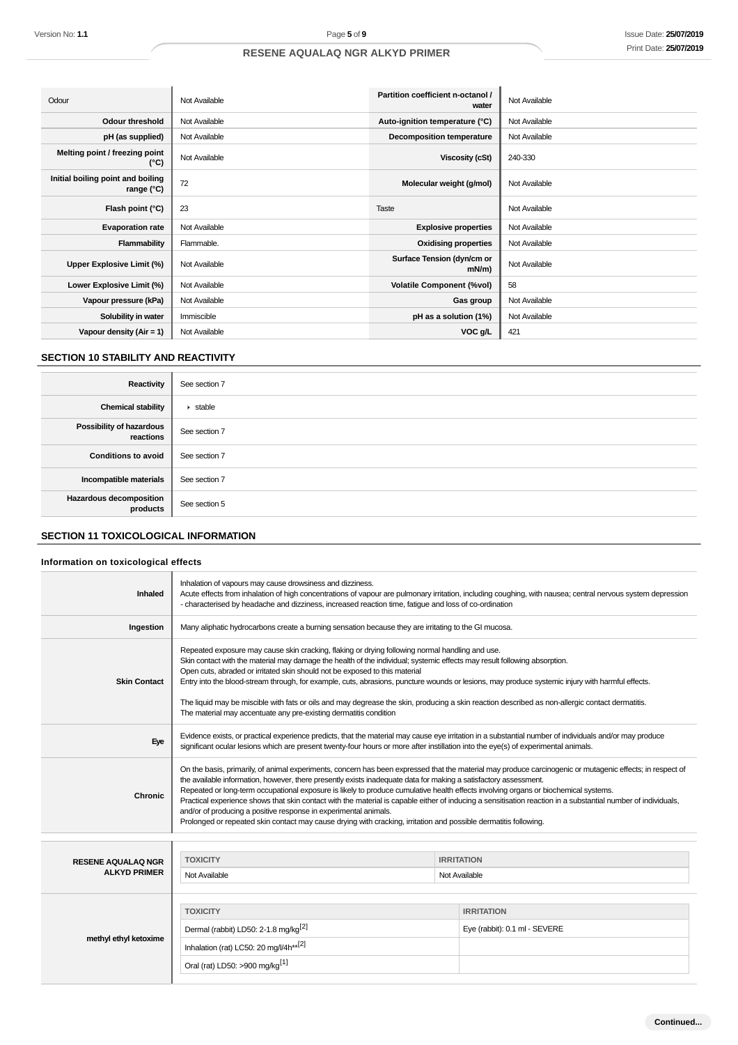| Odour | Not Available | Partition coefficient n-octanol / water | Not Available |
|---|---|---|---|
| Odour threshold | Not Available | Auto-ignition temperature (°C) | Not Available |
| pH (as supplied) | Not Available | Decomposition temperature | Not Available |
| Melting point / freezing point (°C) | Not Available | Viscosity (cSt) | 240-330 |
| Initial boiling point and boiling range (°C) | 72 | Molecular weight (g/mol) | Not Available |
| Flash point (°C) | 23 | Taste | Not Available |
| Evaporation rate | Not Available | Explosive properties | Not Available |
| Flammability | Flammable. | Oxidising properties | Not Available |
| Upper Explosive Limit (%) | Not Available | Surface Tension (dyn/cm or mN/m) | Not Available |
| Lower Explosive Limit (%) | Not Available | Volatile Component (%vol) | 58 |
| Vapour pressure (kPa) | Not Available | Gas group | Not Available |
| Solubility in water | Immiscible | pH as a solution (1%) | Not Available |
| Vapour density (Air = 1) | Not Available | VOC g/L | 421 |

## SECTION 10 STABILITY AND REACTIVITY

| | |
|---|---|
| Reactivity | See section 7 |
| Chemical stability | ▸ stable |
| Possibility of hazardous reactions | See section 7 |
| Conditions to avoid | See section 7 |
| Incompatible materials | See section 7 |
| Hazardous decomposition products | See section 5 |

## SECTION 11 TOXICOLOGICAL INFORMATION

### Information on toxicological effects

| | |
|---|---|
| Inhaled | Inhalation of vapours may cause drowsiness and dizziness.<br>Acute effects from inhalation of high concentrations of vapour are pulmonary irritation, including coughing, with nausea; central nervous system depression - characterised by headache and dizziness, increased reaction time, fatigue and loss of co-ordination |
| Ingestion | Many aliphatic hydrocarbons create a burning sensation because they are irritating to the GI mucosa. |
| Skin Contact | Repeated exposure may cause skin cracking, flaking or drying following normal handling and use.<br>Skin contact with the material may damage the health of the individual; systemic effects may result following absorption.<br>Open cuts, abraded or irritated skin should not be exposed to this material<br>Entry into the blood-stream through, for example, cuts, abrasions, puncture wounds or lesions, may produce systemic injury with harmful effects.<br><br>The liquid may be miscible with fats or oils and may degrease the skin, producing a skin reaction described as non-allergic contact dermatitis.<br>The material may accentuate any pre-existing dermatitis condition |
| Eye | Evidence exists, or practical experience predicts, that the material may cause eye irritation in a substantial number of individuals and/or may produce significant ocular lesions which are present twenty-four hours or more after instillation into the eye(s) of experimental animals. |
| Chronic | On the basis, primarily, of animal experiments, concern has been expressed that the material may produce carcinogenic or mutagenic effects; in respect of the available information, however, there presently exists inadequate data for making a satisfactory assessment.<br>Repeated or long-term occupational exposure is likely to produce cumulative health effects involving organs or biochemical systems.<br>Practical experience shows that skin contact with the material is capable either of inducing a sensitisation reaction in a substantial number of individuals, and/or of producing a positive response in experimental animals.<br>Prolonged or repeated skin contact may cause drying with cracking, irritation and possible dermatitis following. |

| RESENE AQUALAQ NGR ALKYD PRIMER | TOXICITY | IRRITATION |
|---|---|---|
| | Not Available | Not Available |

| methyl ethyl ketoxime | TOXICITY | IRRITATION |
|---|---|---|
| | Dermal (rabbit) LD50: 2-1.8 mg/kg[2] | Eye (rabbit): 0.1 ml - SEVERE |
| | Inhalation (rat) LC50: 20 mg/l/4h**[2] | |
| | Oral (rat) LD50: >900 mg/kg[1] | |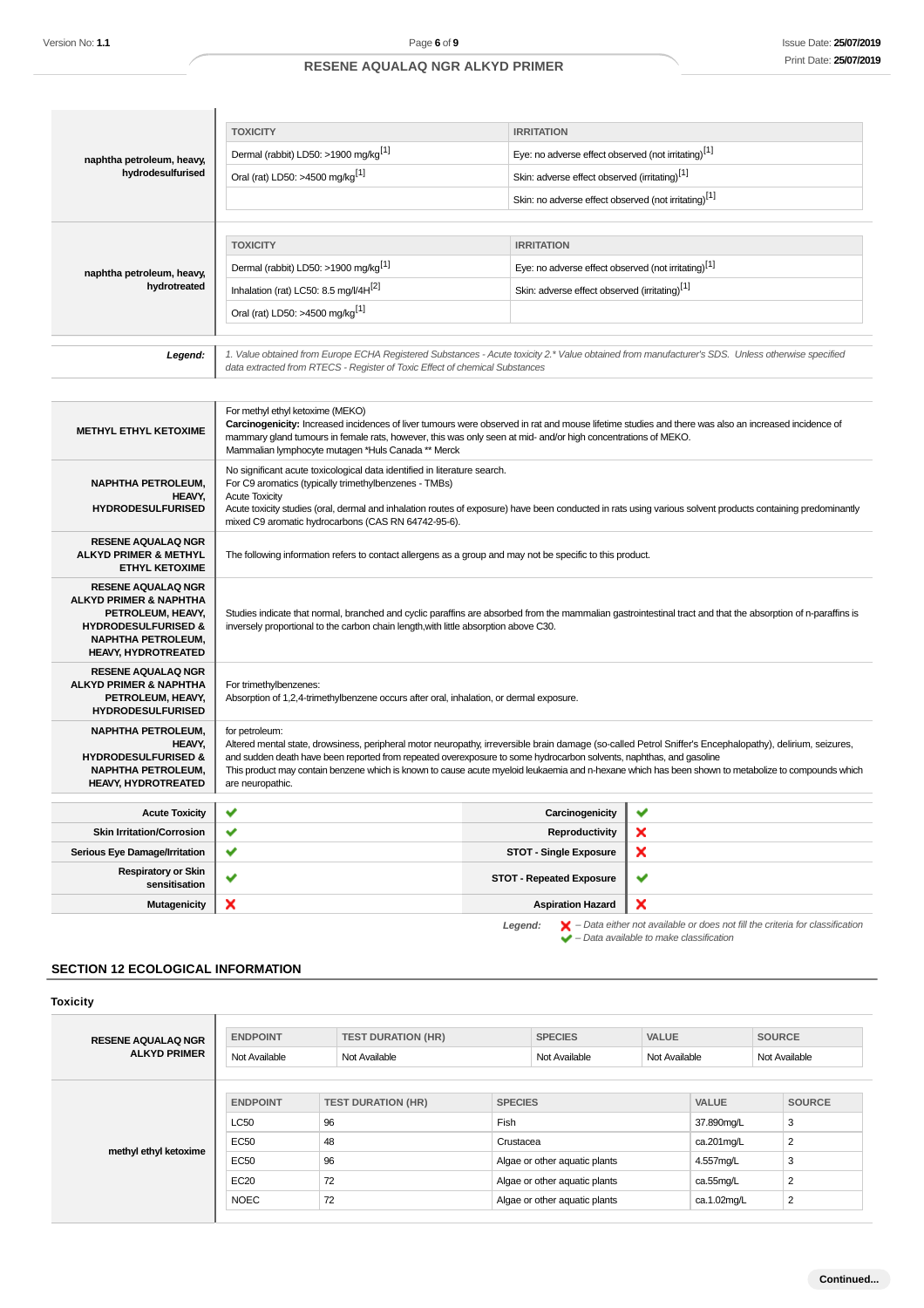| naphtha petroleum, heavy, hydrodesulfurised | TOXICITY | IRRITATION |
|---|---|---|
| | Dermal (rabbit) LD50: >1900 mg/kg[1] | Eye: no adverse effect observed (not irritating)[1] |
| | Oral (rat) LD50: >4500 mg/kg[1] | Skin: adverse effect observed (irritating)[1] |
| | | Skin: no adverse effect observed (not irritating)[1] |

| naphtha petroleum, heavy, hydrotreated | TOXICITY | IRRITATION |
|---|---|---|
| | Dermal (rabbit) LD50: >1900 mg/kg[1] | Eye: no adverse effect observed (not irritating)[1] |
| | Inhalation (rat) LC50: 8.5 mg/l/4H[2] | Skin: adverse effect observed (irritating)[1] |
| | Oral (rat) LD50: >4500 mg/kg[1] | |

***Legend:*** *1. Value obtained from Europe ECHA Registered Substances - Acute toxicity 2.\* Value obtained from manufacturer's SDS. Unless otherwise specified data extracted from RTECS - Register of Toxic Effect of chemical Substances*

| | |
|---|---|
| **METHYL ETHYL KETOXIME** | For methyl ethyl ketoxime (MEKO)<br>**Carcinogenicity:** Increased incidences of liver tumours were observed in rat and mouse lifetime studies and there was also an increased incidence of mammary gland tumours in female rats, however, this was only seen at mid- and/or high concentrations of MEKO.<br>Mammalian lymphocyte mutagen \*Huls Canada \*\* Merck |
| **NAPHTHA PETROLEUM, HEAVY, HYDRODESULFURISED** | No significant acute toxicological data identified in literature search.<br>For C9 aromatics (typically trimethylbenzenes - TMBs)<br>Acute Toxicity<br>Acute toxicity studies (oral, dermal and inhalation routes of exposure) have been conducted in rats using various solvent products containing predominantly mixed C9 aromatic hydrocarbons (CAS RN 64742-95-6). |
| **RESENE AQUALAQ NGR ALKYD PRIMER & METHYL ETHYL KETOXIME** | The following information refers to contact allergens as a group and may not be specific to this product. |
| **RESENE AQUALAQ NGR ALKYD PRIMER & NAPHTHA PETROLEUM, HEAVY, HYDRODESULFURISED & NAPHTHA PETROLEUM, HEAVY, HYDROTREATED** | Studies indicate that normal, branched and cyclic paraffins are absorbed from the mammalian gastrointestinal tract and that the absorption of n-paraffins is inversely proportional to the carbon chain length,with little absorption above C30. |
| **RESENE AQUALAQ NGR ALKYD PRIMER & NAPHTHA PETROLEUM, HEAVY, HYDRODESULFURISED** | For trimethylbenzenes:<br>Absorption of 1,2,4-trimethylbenzene occurs after oral, inhalation, or dermal exposure. |
| **NAPHTHA PETROLEUM, HEAVY, HYDRODESULFURISED & NAPHTHA PETROLEUM, HEAVY, HYDROTREATED** | for petroleum:<br>Altered mental state, drowsiness, peripheral motor neuropathy, irreversible brain damage (so-called Petrol Sniffer's Encephalopathy), delirium, seizures, and sudden death have been reported from repeated overexposure to some hydrocarbon solvents, naphthas, and gasoline<br>This product may contain benzene which is known to cause acute myeloid leukaemia and n-hexane which has been shown to metabolize to compounds which are neuropathic. |

| | | | |
|---|---|---|---|
| **Acute Toxicity** | ✔ | **Carcinogenicity** | ✔ |
| **Skin Irritation/Corrosion** | ✔ | **Reproductivity** | ✘ |
| **Serious Eye Damage/Irritation** | ✔ | **STOT - Single Exposure** | ✘ |
| **Respiratory or Skin sensitisation** | ✔ | **STOT - Repeated Exposure** | ✔ |
| **Mutagenicity** | ✘ | **Aspiration Hazard** | ✘ |

***Legend:*** ✘ *– Data either not available or does not fill the criteria for classification*
✔ *– Data available to make classification*

## SECTION 12 ECOLOGICAL INFORMATION

### Toxicity

| RESENE AQUALAQ NGR ALKYD PRIMER | ENDPOINT | TEST DURATION (HR) | SPECIES | VALUE | SOURCE |
|---|---|---|---|---|---|
| | Not Available | Not Available | Not Available | Not Available | Not Available |

| methyl ethyl ketoxime | ENDPOINT | TEST DURATION (HR) | SPECIES | VALUE | SOURCE |
|---|---|---|---|---|---|
| | LC50 | 96 | Fish | 37.890mg/L | 3 |
| | EC50 | 48 | Crustacea | ca.201mg/L | 2 |
| | EC50 | 96 | Algae or other aquatic plants | 4.557mg/L | 3 |
| | EC20 | 72 | Algae or other aquatic plants | ca.55mg/L | 2 |
| | NOEC | 72 | Algae or other aquatic plants | ca.1.02mg/L | 2 |

Continued...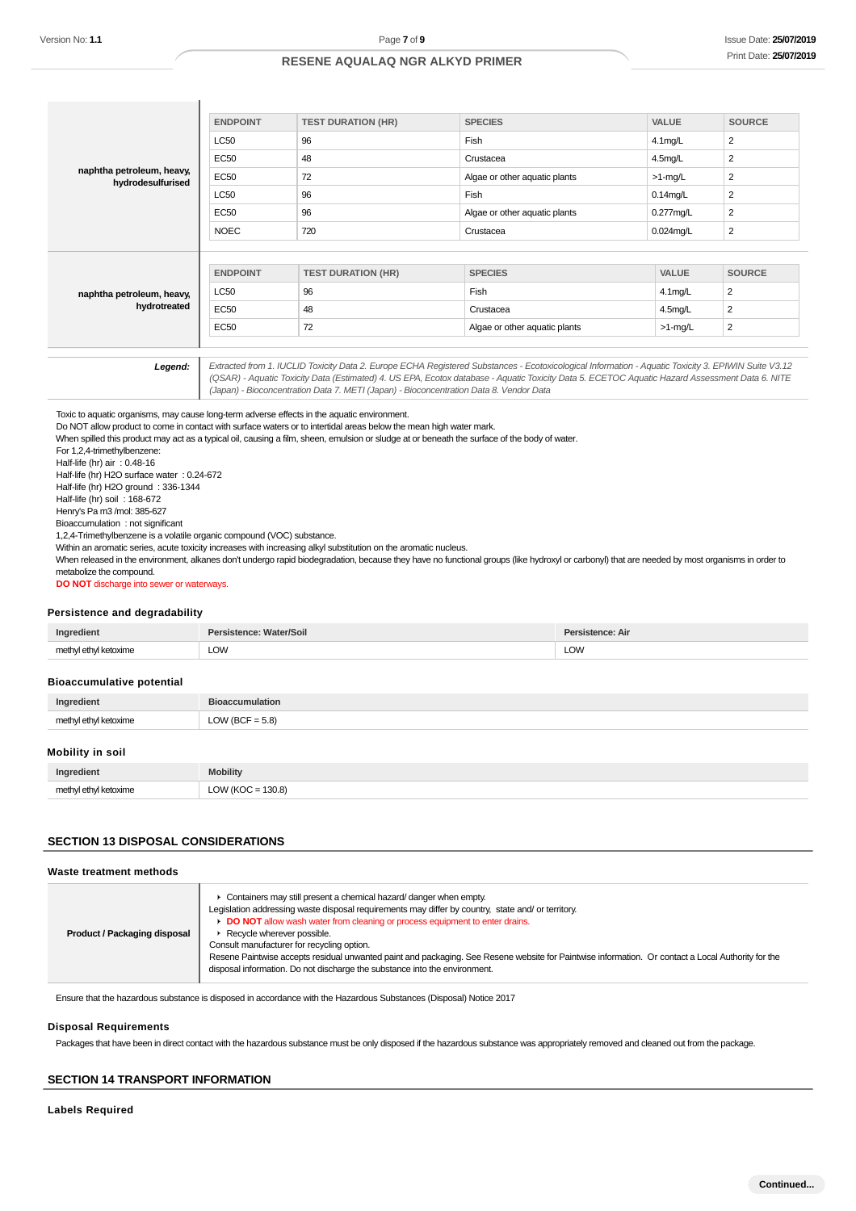| | ENDPOINT | TEST DURATION (HR) | SPECIES | VALUE | SOURCE |
|---|---|---|---|---|---|
| **naphtha petroleum, heavy, hydrodesulfurised** | LC50 | 96 | Fish | 4.1mg/L | 2 |
| | EC50 | 48 | Crustacea | 4.5mg/L | 2 |
| | EC50 | 72 | Algae or other aquatic plants | >1-mg/L | 2 |
| | LC50 | 96 | Fish | 0.14mg/L | 2 |
| | EC50 | 96 | Algae or other aquatic plants | 0.277mg/L | 2 |
| | NOEC | 720 | Crustacea | 0.024mg/L | 2 |

| | ENDPOINT | TEST DURATION (HR) | SPECIES | VALUE | SOURCE |
|---|---|---|---|---|---|
| **naphtha petroleum, heavy, hydrotreated** | LC50 | 96 | Fish | 4.1mg/L | 2 |
| | EC50 | 48 | Crustacea | 4.5mg/L | 2 |
| | EC50 | 72 | Algae or other aquatic plants | >1-mg/L | 2 |

| | |
|---|---|
| ***Legend:*** | *Extracted from 1. IUCLID Toxicity Data 2. Europe ECHA Registered Substances - Ecotoxicological Information - Aquatic Toxicity 3. EPIWIN Suite V3.12 (QSAR) - Aquatic Toxicity Data (Estimated) 4. US EPA, Ecotox database - Aquatic Toxicity Data 5. ECETOC Aquatic Hazard Assessment Data 6. NITE (Japan) - Bioconcentration Data 7. METI (Japan) - Bioconcentration Data 8. Vendor Data* |

Toxic to aquatic organisms, may cause long-term adverse effects in the aquatic environment.
Do NOT allow product to come in contact with surface waters or to intertidal areas below the mean high water mark.
When spilled this product may act as a typical oil, causing a film, sheen, emulsion or sludge at or beneath the surface of the body of water.
For 1,2,4-trimethylbenzene:
Half-life (hr) air : 0.48-16
Half-life (hr) H2O surface water : 0.24-672
Half-life (hr) H2O ground : 336-1344
Half-life (hr) soil : 168-672
Henry's Pa m3 /mol: 385-627
Bioaccumulation : not significant
1,2,4-Trimethylbenzene is a volatile organic compound (VOC) substance.
Within an aromatic series, acute toxicity increases with increasing alkyl substitution on the aromatic nucleus.
When released in the environment, alkanes don't undergo rapid biodegradation, because they have no functional groups (like hydroxyl or carbonyl) that are needed by most organisms in order to metabolize the compound.
**DO NOT** discharge into sewer or waterways.

### Persistence and degradability

| Ingredient | Persistence: Water/Soil | Persistence: Air |
|---|---|---|
| methyl ethyl ketoxime | LOW | LOW |

### Bioaccumulative potential

| Ingredient | Bioaccumulation |
|---|---|
| methyl ethyl ketoxime | LOW (BCF = 5.8) |

### Mobility in soil

| Ingredient | Mobility |
|---|---|
| methyl ethyl ketoxime | LOW (KOC = 130.8) |

## SECTION 13 DISPOSAL CONSIDERATIONS

### Waste treatment methods

| | |
|---|---|
| **Product / Packaging disposal** | ▸ Containers may still present a chemical hazard/ danger when empty. Legislation addressing waste disposal requirements may differ by country, state and/ or territory. ▸ **DO NOT** allow wash water from cleaning or process equipment to enter drains. ▸ Recycle wherever possible. Consult manufacturer for recycling option. Resene Paintwise accepts residual unwanted paint and packaging. See Resene website for Paintwise information. Or contact a Local Authority for the disposal information. Do not discharge the substance into the environment. |

Ensure that the hazardous substance is disposed in accordance with the Hazardous Substances (Disposal) Notice 2017

### Disposal Requirements

Packages that have been in direct contact with the hazardous substance must be only disposed if the hazardous substance was appropriately removed and cleaned out from the package.

## SECTION 14 TRANSPORT INFORMATION

### Labels Required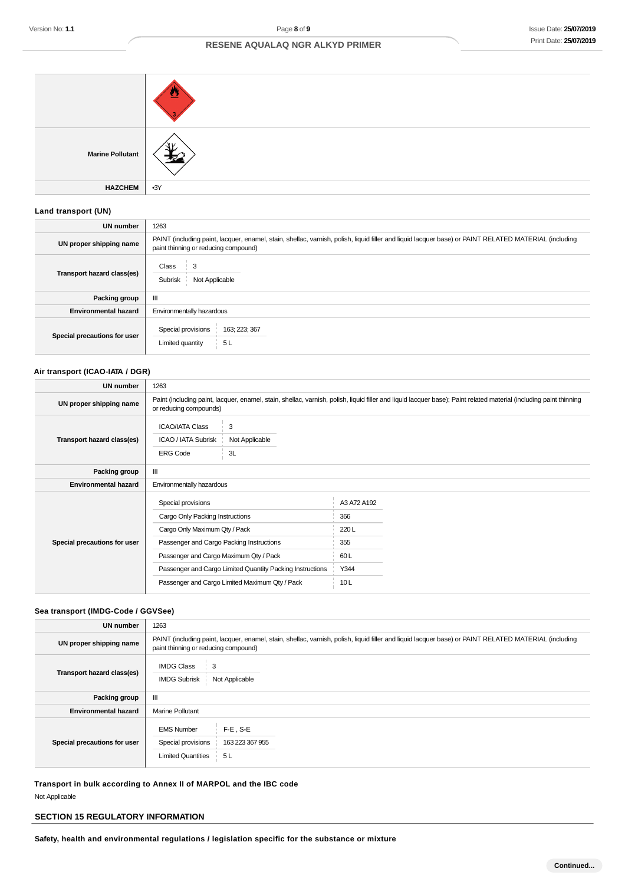| | |
|---|---|
| | |
| **Marine Pollutant** | |
| **HAZCHEM** | •3Y |

### Land transport (UN)

| | |
|---|---|
| **UN number** | 1263 |
| **UN proper shipping name** | PAINT (including paint, lacquer, enamel, stain, shellac, varnish, polish, liquid filler and liquid lacquer base) or PAINT RELATED MATERIAL (including paint thinning or reducing compound) |
| **Transport hazard class(es)** | Class: 3<br>Subrisk: Not Applicable |
| **Packing group** | III |
| **Environmental hazard** | Environmentally hazardous |
| **Special precautions for user** | Special provisions: 163; 223; 367<br>Limited quantity: 5 L |

### Air transport (ICAO-IATA / DGR)

| | |
|---|---|
| **UN number** | 1263 |
| **UN proper shipping name** | Paint (including paint, lacquer, enamel, stain, shellac, varnish, polish, liquid filler and liquid lacquer base); Paint related material (including paint thinning or reducing compounds) |
| **Transport hazard class(es)** | ICAO/IATA Class: 3<br>ICAO / IATA Subrisk: Not Applicable<br>ERG Code: 3L |
| **Packing group** | III |
| **Environmental hazard** | Environmentally hazardous |
| **Special precautions for user** | Special provisions: A3 A72 A192<br>Cargo Only Packing Instructions: 366<br>Cargo Only Maximum Qty / Pack: 220 L<br>Passenger and Cargo Packing Instructions: 355<br>Passenger and Cargo Maximum Qty / Pack: 60 L<br>Passenger and Cargo Limited Quantity Packing Instructions: Y344<br>Passenger and Cargo Limited Maximum Qty / Pack: 10 L |

### Sea transport (IMDG-Code / GGVSee)

| | |
|---|---|
| **UN number** | 1263 |
| **UN proper shipping name** | PAINT (including paint, lacquer, enamel, stain, shellac, varnish, polish, liquid filler and liquid lacquer base) or PAINT RELATED MATERIAL (including paint thinning or reducing compound) |
| **Transport hazard class(es)** | IMDG Class: 3<br>IMDG Subrisk: Not Applicable |
| **Packing group** | III |
| **Environmental hazard** | Marine Pollutant |
| **Special precautions for user** | EMS Number: F-E , S-E<br>Special provisions: 163 223 367 955<br>Limited Quantities: 5 L |

### Transport in bulk according to Annex II of MARPOL and the IBC code

Not Applicable

## SECTION 15 REGULATORY INFORMATION

### Safety, health and environmental regulations / legislation specific for the substance or mixture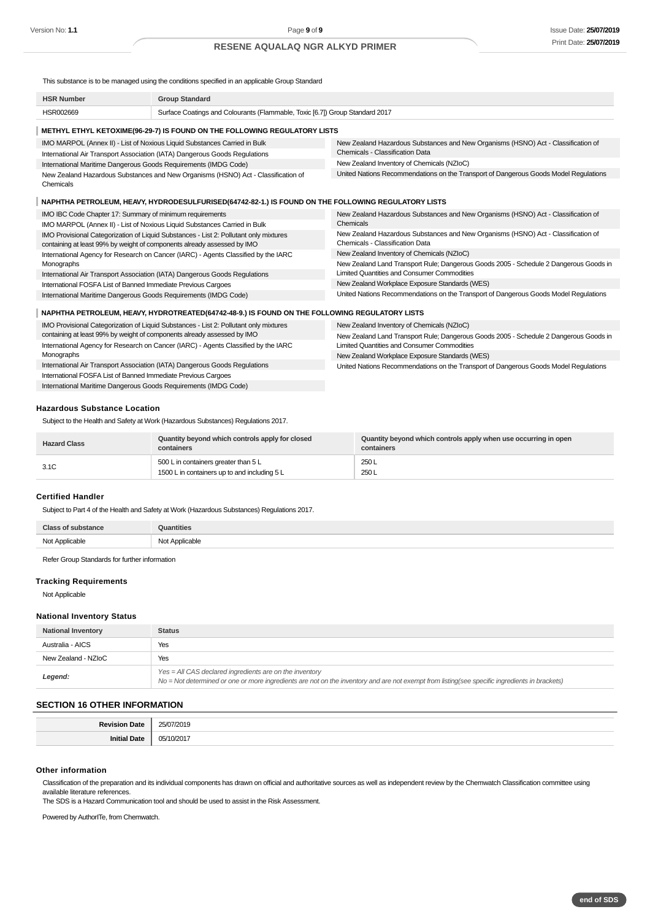This substance is to be managed using the conditions specified in an applicable Group Standard

| HSR Number | Group Standard |
| --- | --- |
| HSR002669 | Surface Coatings and Colourants (Flammable, Toxic [6.7]) Group Standard 2017 |

### METHYL ETHYL KETOXIME(96-29-7) IS FOUND ON THE FOLLOWING REGULATORY LISTS

- IMO MARPOL (Annex II) - List of Noxious Liquid Substances Carried in Bulk
- International Air Transport Association (IATA) Dangerous Goods Regulations
- International Maritime Dangerous Goods Requirements (IMDG Code)
- New Zealand Hazardous Substances and New Organisms (HSNO) Act - Classification of Chemicals
- New Zealand Hazardous Substances and New Organisms (HSNO) Act - Classification of Chemicals - Classification Data
- New Zealand Inventory of Chemicals (NZIoC)
- United Nations Recommendations on the Transport of Dangerous Goods Model Regulations

### NAPHTHA PETROLEUM, HEAVY, HYDRODESULFURISED(64742-82-1.) IS FOUND ON THE FOLLOWING REGULATORY LISTS

- IMO IBC Code Chapter 17: Summary of minimum requirements
- IMO MARPOL (Annex II) - List of Noxious Liquid Substances Carried in Bulk
- IMO Provisional Categorization of Liquid Substances - List 2: Pollutant only mixtures containing at least 99% by weight of components already assessed by IMO
- International Agency for Research on Cancer (IARC) - Agents Classified by the IARC Monographs
- International Air Transport Association (IATA) Dangerous Goods Regulations
- International FOSFA List of Banned Immediate Previous Cargoes
- International Maritime Dangerous Goods Requirements (IMDG Code)
- New Zealand Hazardous Substances and New Organisms (HSNO) Act - Classification of Chemicals
- New Zealand Hazardous Substances and New Organisms (HSNO) Act - Classification of Chemicals - Classification Data
- New Zealand Inventory of Chemicals (NZIoC)
- New Zealand Land Transport Rule; Dangerous Goods 2005 - Schedule 2 Dangerous Goods in Limited Quantities and Consumer Commodities
- New Zealand Workplace Exposure Standards (WES)
- United Nations Recommendations on the Transport of Dangerous Goods Model Regulations

### NAPHTHA PETROLEUM, HEAVY, HYDROTREATED(64742-48-9.) IS FOUND ON THE FOLLOWING REGULATORY LISTS

- IMO Provisional Categorization of Liquid Substances - List 2: Pollutant only mixtures containing at least 99% by weight of components already assessed by IMO
- International Agency for Research on Cancer (IARC) - Agents Classified by the IARC Monographs
- International Air Transport Association (IATA) Dangerous Goods Regulations
- International FOSFA List of Banned Immediate Previous Cargoes
- International Maritime Dangerous Goods Requirements (IMDG Code)
- New Zealand Inventory of Chemicals (NZIoC)
- New Zealand Land Transport Rule; Dangerous Goods 2005 - Schedule 2 Dangerous Goods in Limited Quantities and Consumer Commodities
- New Zealand Workplace Exposure Standards (WES)
- United Nations Recommendations on the Transport of Dangerous Goods Model Regulations

### Hazardous Substance Location

Subject to the Health and Safety at Work (Hazardous Substances) Regulations 2017.

| Hazard Class | Quantity beyond which controls apply for closed containers | Quantity beyond which controls apply when use occurring in open containers |
| --- | --- | --- |
| 3.1C | 500 L in containers greater than 5 L<br>1500 L in containers up to and including 5 L | 250 L<br>250 L |

### Certified Handler

Subject to Part 4 of the Health and Safety at Work (Hazardous Substances) Regulations 2017.

| Class of substance | Quantities |
| --- | --- |
| Not Applicable | Not Applicable |

Refer Group Standards for further information

### Tracking Requirements

Not Applicable

### National Inventory Status

| National Inventory | Status |
| --- | --- |
| Australia - AICS | Yes |
| New Zealand - NZIoC | Yes |
| **Legend:** | *Yes = All CAS declared ingredients are on the inventory*<br>*No = Not determined or one or more ingredients are not on the inventory and are not exempt from listing(see specific ingredients in brackets)* |

## SECTION 16 OTHER INFORMATION

| | |
| --- | --- |
| **Revision Date** | 25/07/2019 |
| **Initial Date** | 05/10/2017 |

### Other information

Classification of the preparation and its individual components has drawn on official and authoritative sources as well as independent review by the Chemwatch Classification committee using available literature references.

The SDS is a Hazard Communication tool and should be used to assist in the Risk Assessment.

Powered by AuthorITe, from Chemwatch.

**end of SDS**